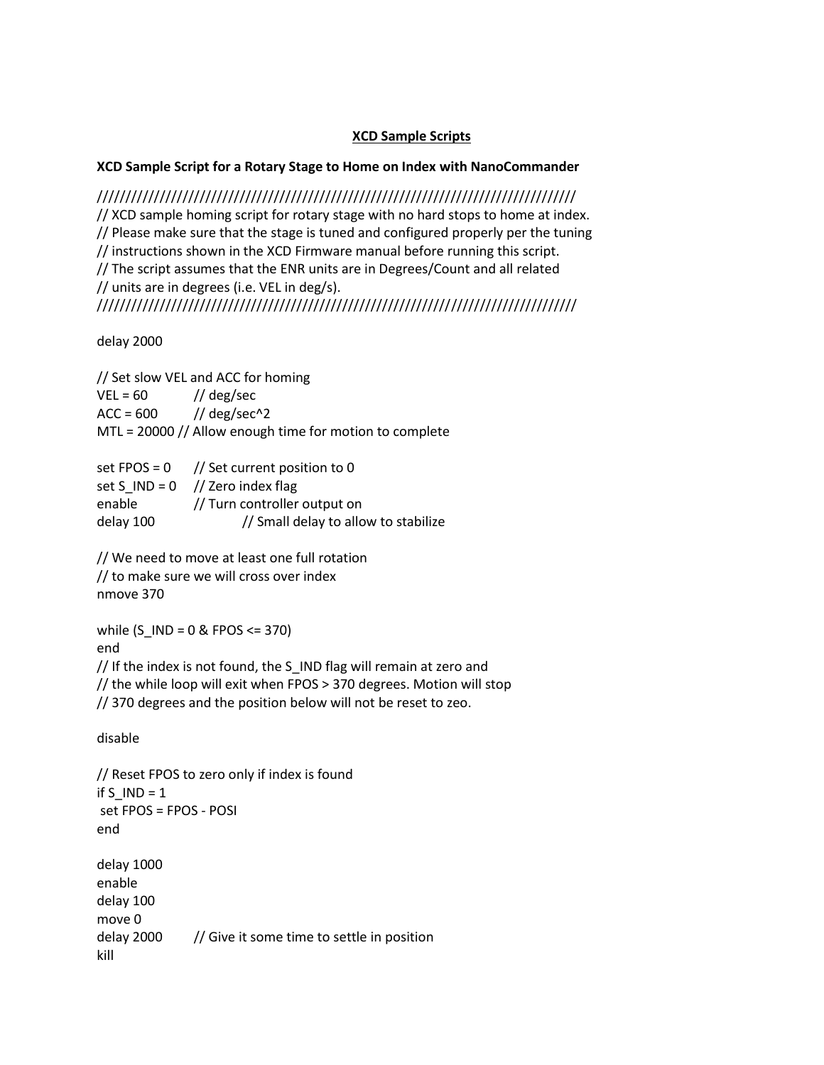# XCD Sample Scripts

**XCD Sample Script for a Rotary Stage to Home on Index with NanoCommander**

```
////////////////////////////////////////////////////////////////////////////////
// XCD sample homing script for rotary stage with no hard stops to home at index.
// Please make sure that the stage is tuned and configured properly per the tuning
// instructions shown in the XCD Firmware manual before running this script.
// The script assumes that the ENR units are in Degrees/Count and all related
// units are in degrees (i.e. VEL in deg/s).
////////////////////////////////////////////////////////////////////////////////

delay 2000

// Set slow VEL and ACC for homing
VEL = 60        // deg/sec
ACC = 600       // deg/sec^2
MTL = 20000 // Allow enough time for motion to complete

set FPOS = 0     // Set current position to 0
set S_IND = 0    // Zero index flag
enable           // Turn controller output on
delay 100                  // Small delay to allow to stabilize

// We need to move at least one full rotation
// to make sure we will cross over index
nmove 370

while (S_IND = 0 & FPOS <= 370)
end
// If the index is not found, the S_IND flag will remain at zero and
// the while loop will exit when FPOS > 370 degrees. Motion will stop
// 370 degrees and the position below will not be reset to zeo.

disable

// Reset FPOS to zero only if index is found
if S_IND = 1
 set FPOS = FPOS - POSI
end

delay 1000
enable
delay 100
move 0
delay 2000      // Give it some time to settle in position
kill
```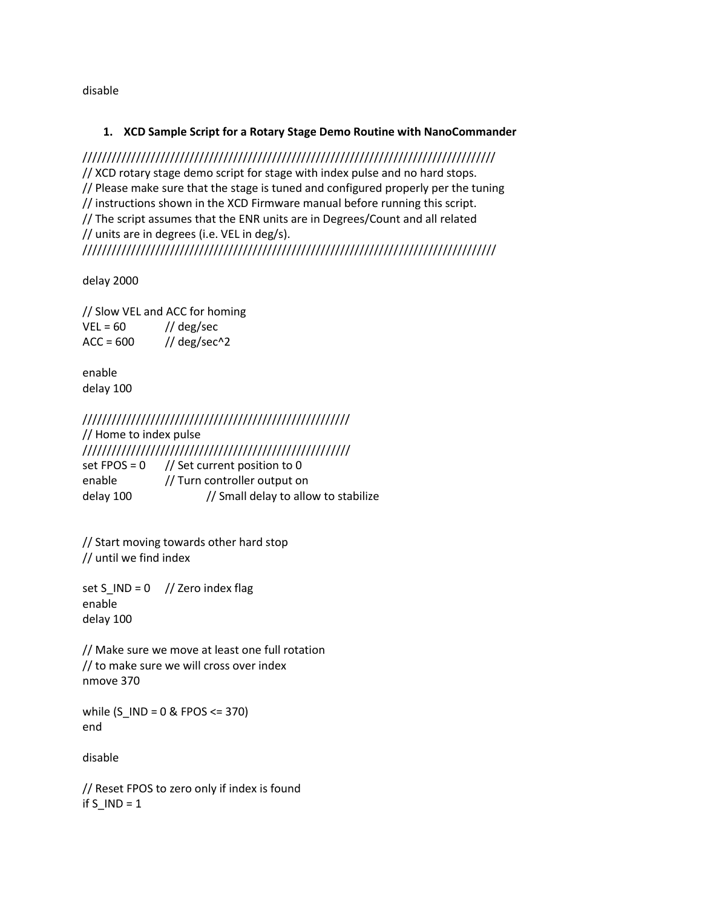disable

1. **XCD Sample Script for a Rotary Stage Demo Routine with NanoCommander**

```
//////////////////////////////////////////////////////////////////////////////////
// XCD rotary stage demo script for stage with index pulse and no hard stops.
// Please make sure that the stage is tuned and configured properly per the tuning
// instructions shown in the XCD Firmware manual before running this script.
// The script assumes that the ENR units are in Degrees/Count and all related
// units are in degrees (i.e. VEL in deg/s).
//////////////////////////////////////////////////////////////////////////////////

delay 2000

// Slow VEL and ACC for homing
VEL = 60          // deg/sec
ACC = 600         // deg/sec^2

enable
delay 100

////////////////////////////////////////////////////////
// Home to index pulse
////////////////////////////////////////////////////////
set FPOS = 0      // Set current position to 0
enable            // Turn controller output on
delay 100                   // Small delay to allow to stabilize


// Start moving towards other hard stop
// until we find index

set S_IND = 0     // Zero index flag
enable
delay 100

// Make sure we move at least one full rotation
// to make sure we will cross over index
nmove 370

while (S_IND = 0 & FPOS <= 370)
end

disable

// Reset FPOS to zero only if index is found
if S_IND = 1
```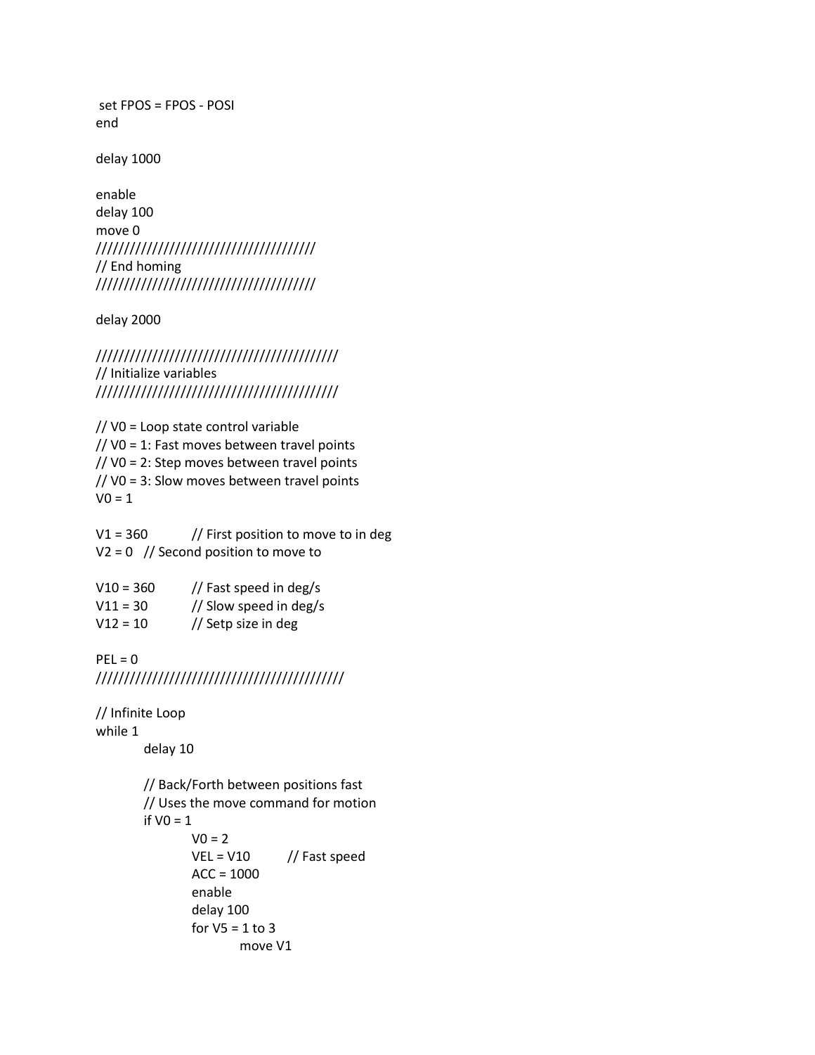```
 set FPOS = FPOS - POSI
end

delay 1000

enable
delay 100
move 0
//////////////////////////////////////
// End homing
//////////////////////////////////////

delay 2000

//////////////////////////////////////////
// Initialize variables
//////////////////////////////////////////

// V0 = Loop state control variable
// V0 = 1: Fast moves between travel points
// V0 = 2: Step moves between travel points
// V0 = 3: Slow moves between travel points
V0 = 1

V1 = 360	// First position to move to in deg
V2 = 0	// Second position to move to

V10 = 360	// Fast speed in deg/s
V11 = 30	// Slow speed in deg/s
V12 = 10	// Setp size in deg

PEL = 0
//////////////////////////////////////////

// Infinite Loop
while 1
	delay 10

	// Back/Forth between positions fast
	// Uses the move command for motion
	if V0 = 1
		V0 = 2
		VEL = V10	// Fast speed
		ACC = 1000
		enable
		delay 100
		for V5 = 1 to 3
			move V1
```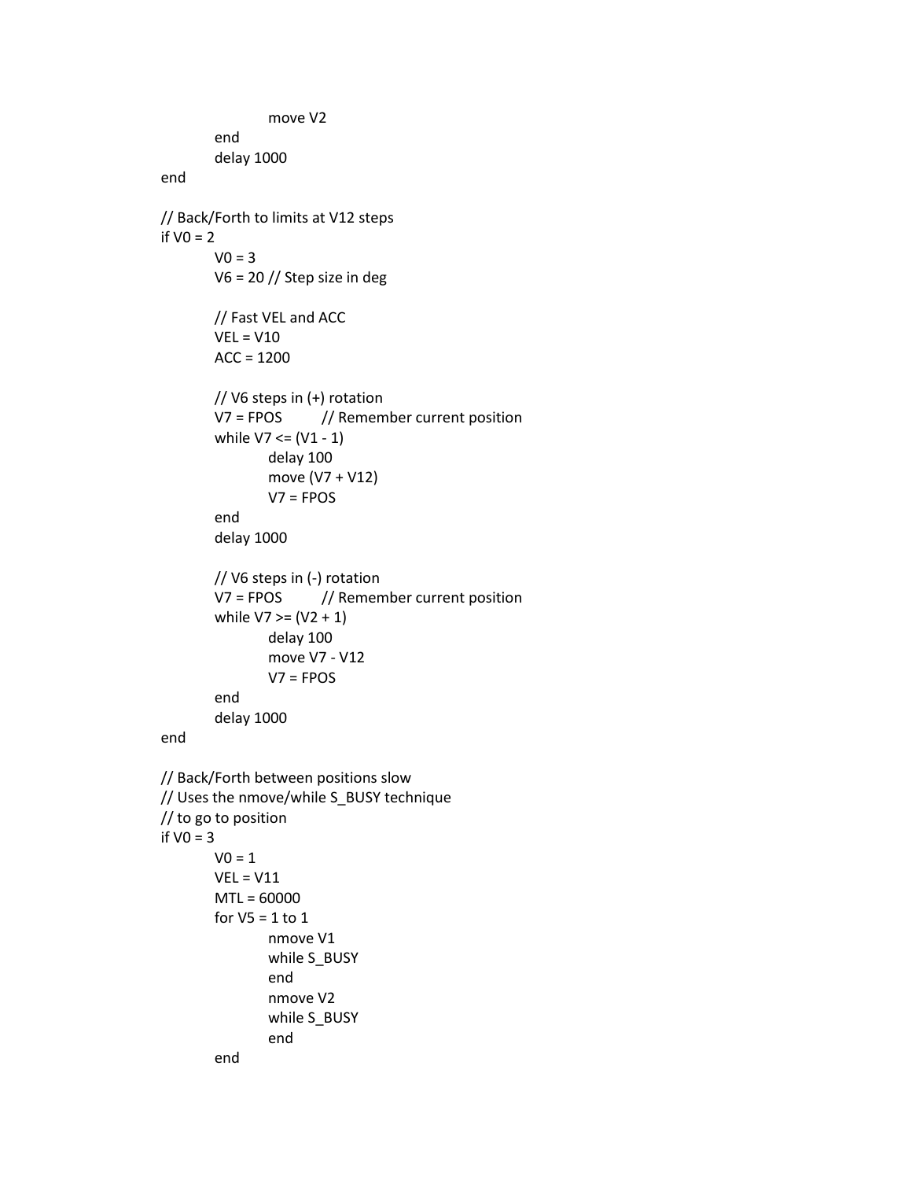```
            move V2
        end
        delay 1000
end

// Back/Forth to limits at V12 steps
if V0 = 2
        V0 = 3
        V6 = 20 // Step size in deg

        // Fast VEL and ACC
        VEL = V10
        ACC = 1200

        // V6 steps in (+) rotation
        V7 = FPOS       // Remember current position
        while V7 <= (V1 - 1)
            delay 100
            move (V7 + V12)
            V7 = FPOS
        end
        delay 1000

        // V6 steps in (-) rotation
        V7 = FPOS       // Remember current position
        while V7 >= (V2 + 1)
            delay 100
            move V7 - V12
            V7 = FPOS
        end
        delay 1000
end

// Back/Forth between positions slow
// Uses the nmove/while S_BUSY technique
// to go to position
if V0 = 3
        V0 = 1
        VEL = V11
        MTL = 60000
        for V5 = 1 to 1
            nmove V1
            while S_BUSY
            end
            nmove V2
            while S_BUSY
            end
        end
```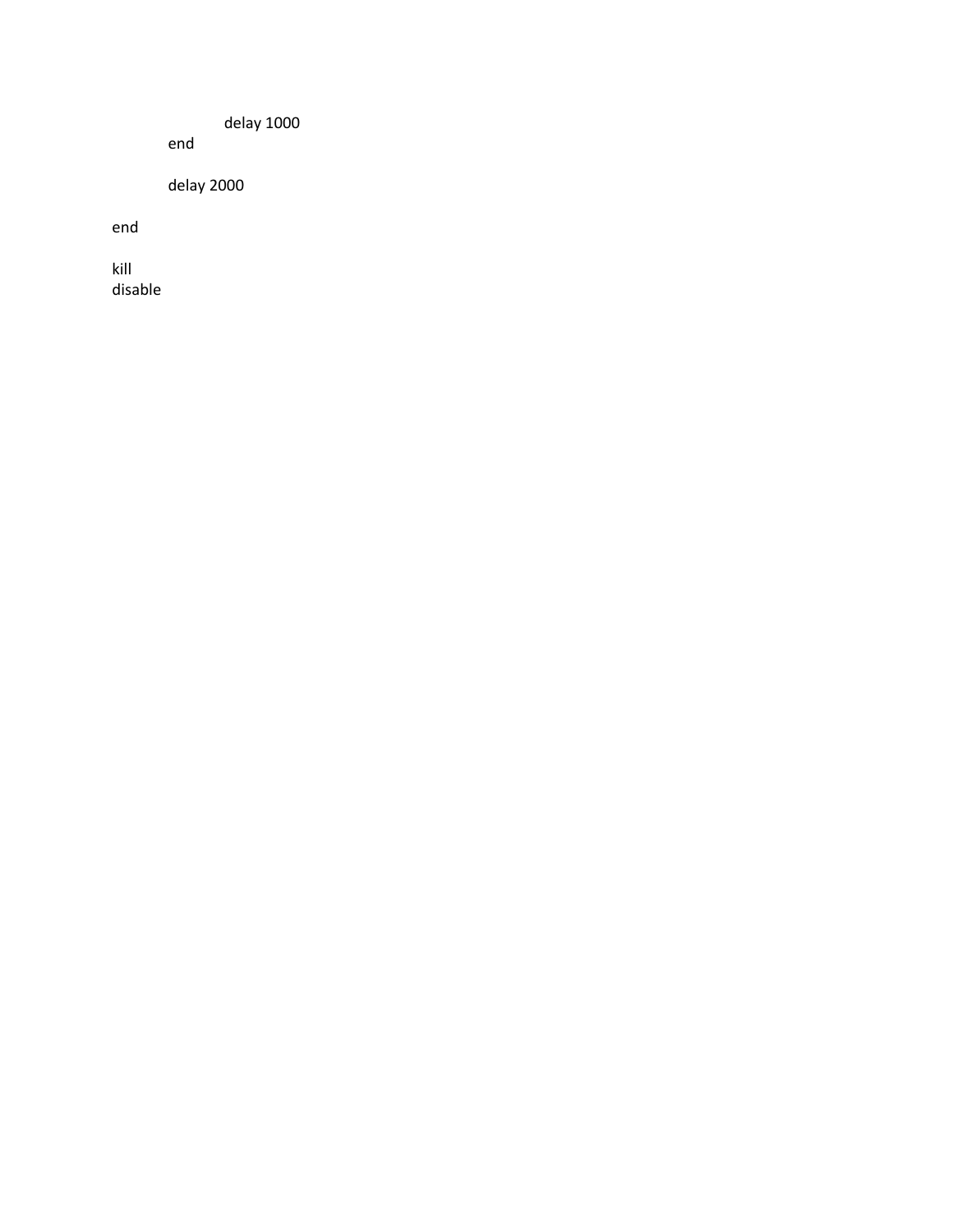```
            delay 1000
        end

        delay 2000

    end

    kill
    disable
```